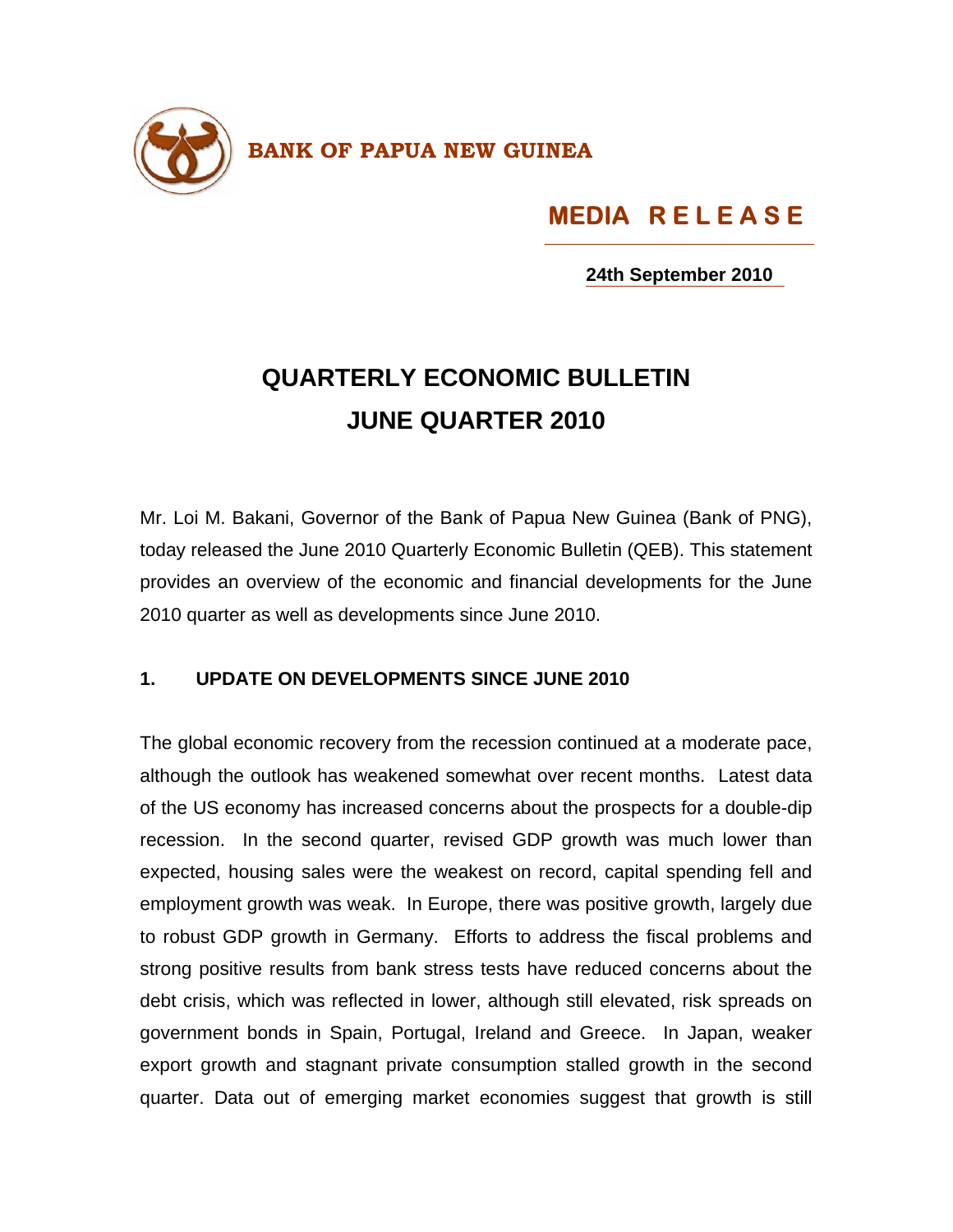**BANK OF PAPUA NEW GUINEA**

**MEDIA RELEASE**

**24th September 2010**

# QUARTERLY ECONOMIC BULLETIN JUNE QUARTER 2010

Mr. Loi M. Bakani, Governor of the Bank of Papua New Guinea (Bank of PNG), today released the June 2010 Quarterly Economic Bulletin (QEB). This statement provides an overview of the economic and financial developments for the June 2010 quarter as well as developments since June 2010.

## 1. UPDATE ON DEVELOPMENTS SINCE JUNE 2010

The global economic recovery from the recession continued at a moderate pace, although the outlook has weakened somewhat over recent months. Latest data of the US economy has increased concerns about the prospects for a double-dip recession. In the second quarter, revised GDP growth was much lower than expected, housing sales were the weakest on record, capital spending fell and employment growth was weak. In Europe, there was positive growth, largely due to robust GDP growth in Germany. Efforts to address the fiscal problems and strong positive results from bank stress tests have reduced concerns about the debt crisis, which was reflected in lower, although still elevated, risk spreads on government bonds in Spain, Portugal, Ireland and Greece. In Japan, weaker export growth and stagnant private consumption stalled growth in the second quarter. Data out of emerging market economies suggest that growth is still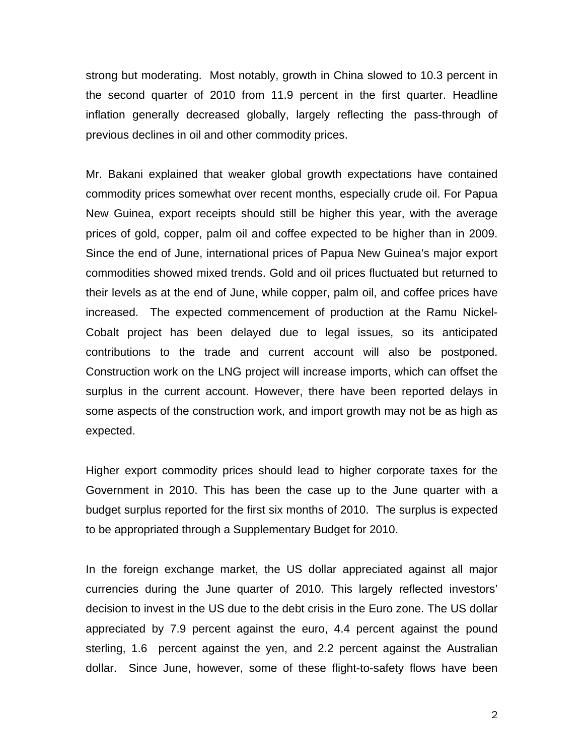strong but moderating. Most notably, growth in China slowed to 10.3 percent in the second quarter of 2010 from 11.9 percent in the first quarter. Headline inflation generally decreased globally, largely reflecting the pass-through of previous declines in oil and other commodity prices.

Mr. Bakani explained that weaker global growth expectations have contained commodity prices somewhat over recent months, especially crude oil. For Papua New Guinea, export receipts should still be higher this year, with the average prices of gold, copper, palm oil and coffee expected to be higher than in 2009. Since the end of June, international prices of Papua New Guinea's major export commodities showed mixed trends. Gold and oil prices fluctuated but returned to their levels as at the end of June, while copper, palm oil, and coffee prices have increased. The expected commencement of production at the Ramu Nickel-Cobalt project has been delayed due to legal issues, so its anticipated contributions to the trade and current account will also be postponed. Construction work on the LNG project will increase imports, which can offset the surplus in the current account. However, there have been reported delays in some aspects of the construction work, and import growth may not be as high as expected.

Higher export commodity prices should lead to higher corporate taxes for the Government in 2010. This has been the case up to the June quarter with a budget surplus reported for the first six months of 2010. The surplus is expected to be appropriated through a Supplementary Budget for 2010.

In the foreign exchange market, the US dollar appreciated against all major currencies during the June quarter of 2010. This largely reflected investors' decision to invest in the US due to the debt crisis in the Euro zone. The US dollar appreciated by 7.9 percent against the euro, 4.4 percent against the pound sterling, 1.6 percent against the yen, and 2.2 percent against the Australian dollar. Since June, however, some of these flight-to-safety flows have been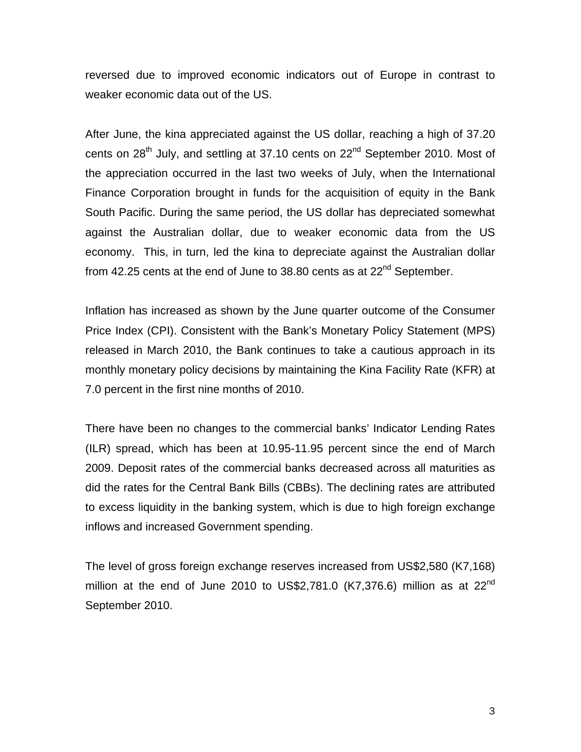reversed due to improved economic indicators out of Europe in contrast to weaker economic data out of the US.

After June, the kina appreciated against the US dollar, reaching a high of 37.20 cents on 28th July, and settling at 37.10 cents on 22nd September 2010. Most of the appreciation occurred in the last two weeks of July, when the International Finance Corporation brought in funds for the acquisition of equity in the Bank South Pacific. During the same period, the US dollar has depreciated somewhat against the Australian dollar, due to weaker economic data from the US economy. This, in turn, led the kina to depreciate against the Australian dollar from 42.25 cents at the end of June to 38.80 cents as at 22nd September.

Inflation has increased as shown by the June quarter outcome of the Consumer Price Index (CPI). Consistent with the Bank's Monetary Policy Statement (MPS) released in March 2010, the Bank continues to take a cautious approach in its monthly monetary policy decisions by maintaining the Kina Facility Rate (KFR) at 7.0 percent in the first nine months of 2010.

There have been no changes to the commercial banks' Indicator Lending Rates (ILR) spread, which has been at 10.95-11.95 percent since the end of March 2009. Deposit rates of the commercial banks decreased across all maturities as did the rates for the Central Bank Bills (CBBs). The declining rates are attributed to excess liquidity in the banking system, which is due to high foreign exchange inflows and increased Government spending.

The level of gross foreign exchange reserves increased from US$2,580 (K7,168) million at the end of June 2010 to US$2,781.0 (K7,376.6) million as at 22nd September 2010.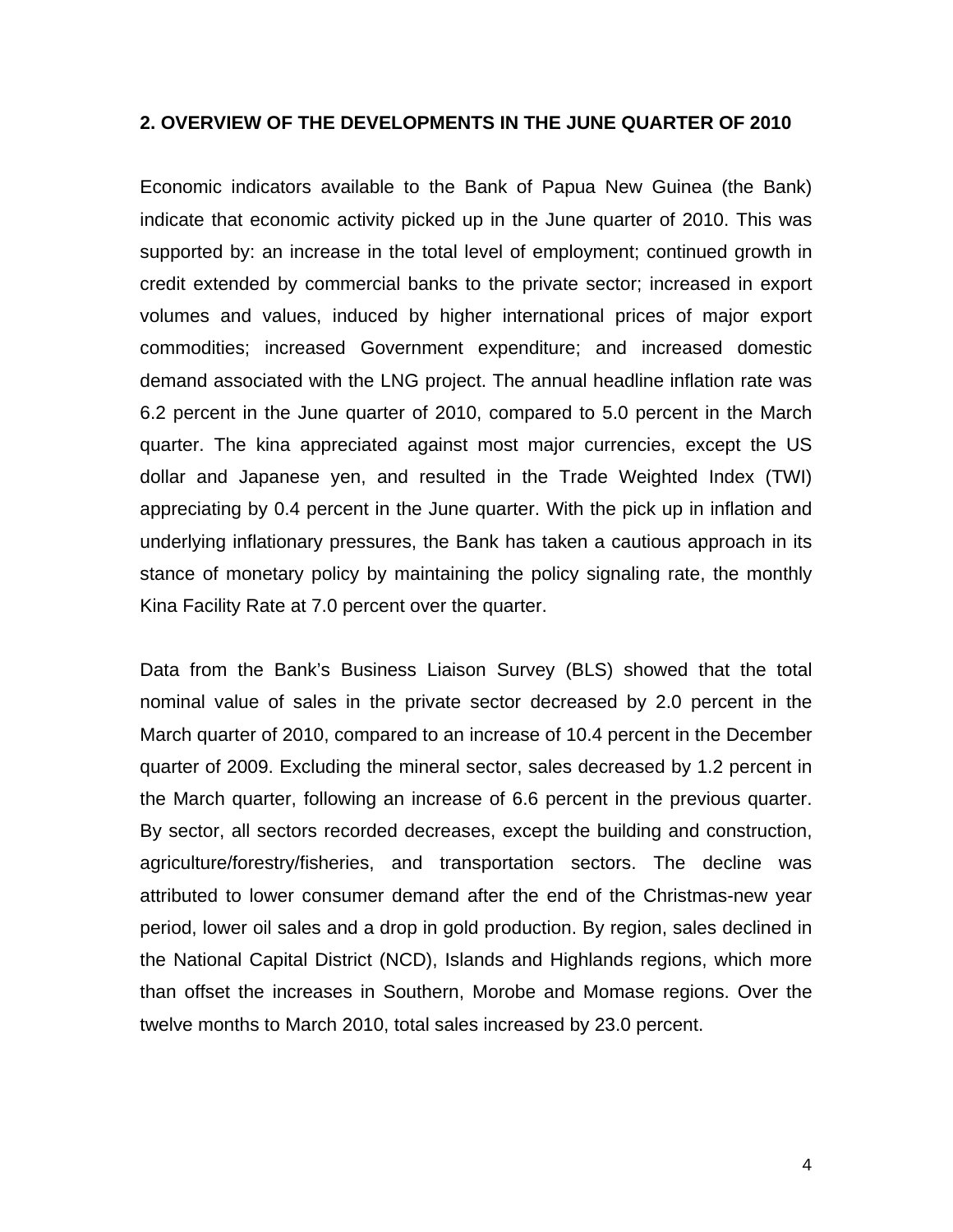## 2. OVERVIEW OF THE DEVELOPMENTS IN THE JUNE QUARTER OF 2010

Economic indicators available to the Bank of Papua New Guinea (the Bank) indicate that economic activity picked up in the June quarter of 2010. This was supported by: an increase in the total level of employment; continued growth in credit extended by commercial banks to the private sector; increased in export volumes and values, induced by higher international prices of major export commodities; increased Government expenditure; and increased domestic demand associated with the LNG project. The annual headline inflation rate was 6.2 percent in the June quarter of 2010, compared to 5.0 percent in the March quarter. The kina appreciated against most major currencies, except the US dollar and Japanese yen, and resulted in the Trade Weighted Index (TWI) appreciating by 0.4 percent in the June quarter. With the pick up in inflation and underlying inflationary pressures, the Bank has taken a cautious approach in its stance of monetary policy by maintaining the policy signaling rate, the monthly Kina Facility Rate at 7.0 percent over the quarter.

Data from the Bank's Business Liaison Survey (BLS) showed that the total nominal value of sales in the private sector decreased by 2.0 percent in the March quarter of 2010, compared to an increase of 10.4 percent in the December quarter of 2009. Excluding the mineral sector, sales decreased by 1.2 percent in the March quarter, following an increase of 6.6 percent in the previous quarter. By sector, all sectors recorded decreases, except the building and construction, agriculture/forestry/fisheries, and transportation sectors. The decline was attributed to lower consumer demand after the end of the Christmas-new year period, lower oil sales and a drop in gold production. By region, sales declined in the National Capital District (NCD), Islands and Highlands regions, which more than offset the increases in Southern, Morobe and Momase regions. Over the twelve months to March 2010, total sales increased by 23.0 percent.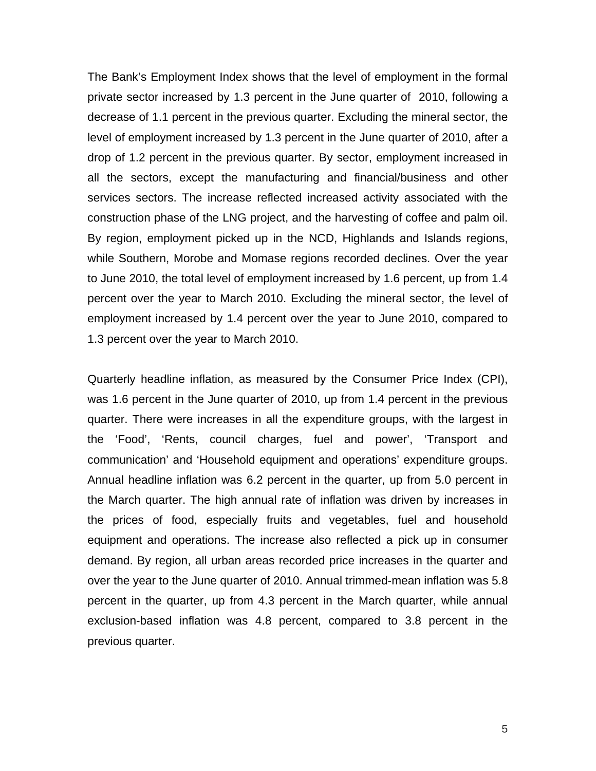The Bank's Employment Index shows that the level of employment in the formal private sector increased by 1.3 percent in the June quarter of 2010, following a decrease of 1.1 percent in the previous quarter. Excluding the mineral sector, the level of employment increased by 1.3 percent in the June quarter of 2010, after a drop of 1.2 percent in the previous quarter. By sector, employment increased in all the sectors, except the manufacturing and financial/business and other services sectors. The increase reflected increased activity associated with the construction phase of the LNG project, and the harvesting of coffee and palm oil. By region, employment picked up in the NCD, Highlands and Islands regions, while Southern, Morobe and Momase regions recorded declines. Over the year to June 2010, the total level of employment increased by 1.6 percent, up from 1.4 percent over the year to March 2010. Excluding the mineral sector, the level of employment increased by 1.4 percent over the year to June 2010, compared to 1.3 percent over the year to March 2010.

Quarterly headline inflation, as measured by the Consumer Price Index (CPI), was 1.6 percent in the June quarter of 2010, up from 1.4 percent in the previous quarter. There were increases in all the expenditure groups, with the largest in the 'Food', 'Rents, council charges, fuel and power', 'Transport and communication' and 'Household equipment and operations' expenditure groups. Annual headline inflation was 6.2 percent in the quarter, up from 5.0 percent in the March quarter. The high annual rate of inflation was driven by increases in the prices of food, especially fruits and vegetables, fuel and household equipment and operations. The increase also reflected a pick up in consumer demand. By region, all urban areas recorded price increases in the quarter and over the year to the June quarter of 2010. Annual trimmed-mean inflation was 5.8 percent in the quarter, up from 4.3 percent in the March quarter, while annual exclusion-based inflation was 4.8 percent, compared to 3.8 percent in the previous quarter.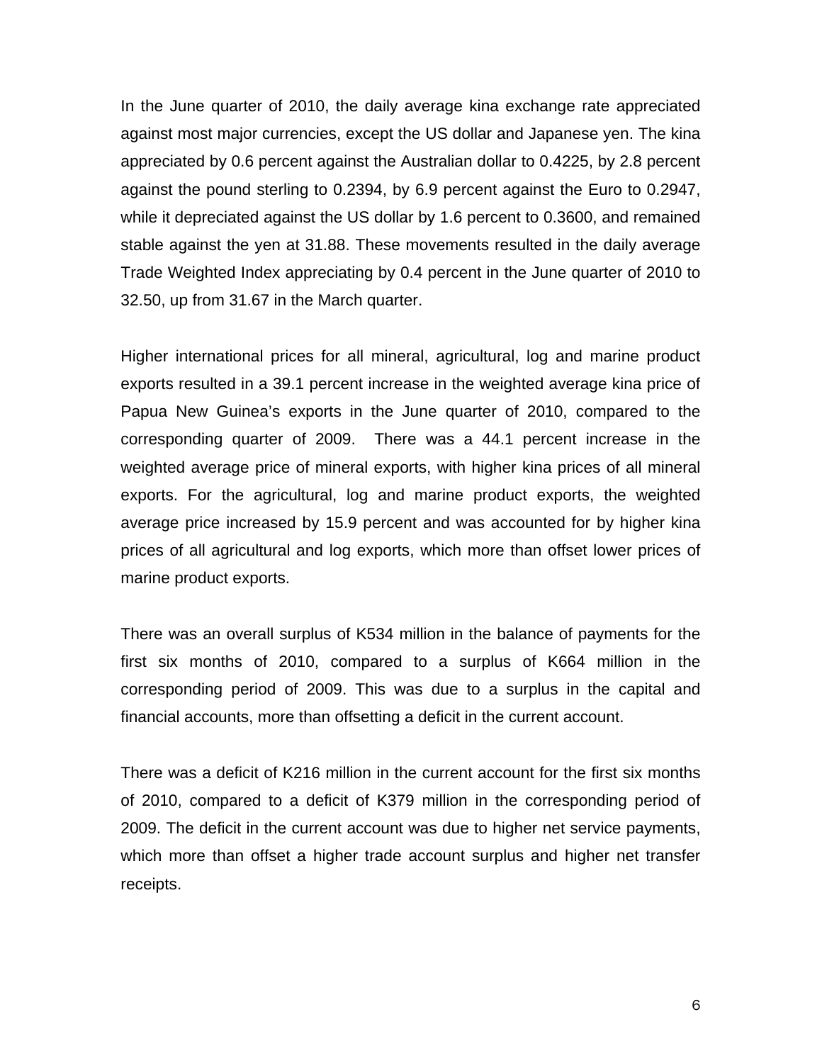In the June quarter of 2010, the daily average kina exchange rate appreciated against most major currencies, except the US dollar and Japanese yen. The kina appreciated by 0.6 percent against the Australian dollar to 0.4225, by 2.8 percent against the pound sterling to 0.2394, by 6.9 percent against the Euro to 0.2947, while it depreciated against the US dollar by 1.6 percent to 0.3600, and remained stable against the yen at 31.88. These movements resulted in the daily average Trade Weighted Index appreciating by 0.4 percent in the June quarter of 2010 to 32.50, up from 31.67 in the March quarter.

Higher international prices for all mineral, agricultural, log and marine product exports resulted in a 39.1 percent increase in the weighted average kina price of Papua New Guinea's exports in the June quarter of 2010, compared to the corresponding quarter of 2009. There was a 44.1 percent increase in the weighted average price of mineral exports, with higher kina prices of all mineral exports. For the agricultural, log and marine product exports, the weighted average price increased by 15.9 percent and was accounted for by higher kina prices of all agricultural and log exports, which more than offset lower prices of marine product exports.

There was an overall surplus of K534 million in the balance of payments for the first six months of 2010, compared to a surplus of K664 million in the corresponding period of 2009. This was due to a surplus in the capital and financial accounts, more than offsetting a deficit in the current account.

There was a deficit of K216 million in the current account for the first six months of 2010, compared to a deficit of K379 million in the corresponding period of 2009. The deficit in the current account was due to higher net service payments, which more than offset a higher trade account surplus and higher net transfer receipts.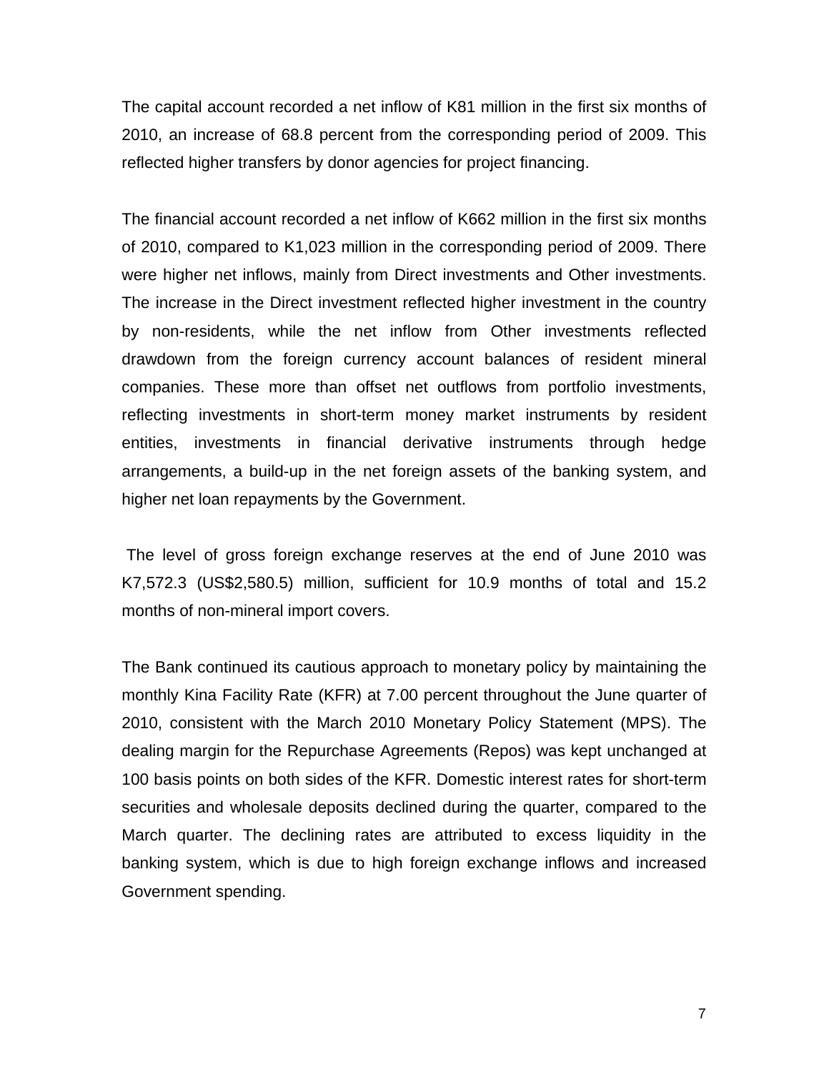The capital account recorded a net inflow of K81 million in the first six months of 2010, an increase of 68.8 percent from the corresponding period of 2009. This reflected higher transfers by donor agencies for project financing.

The financial account recorded a net inflow of K662 million in the first six months of 2010, compared to K1,023 million in the corresponding period of 2009. There were higher net inflows, mainly from Direct investments and Other investments. The increase in the Direct investment reflected higher investment in the country by non-residents, while the net inflow from Other investments reflected drawdown from the foreign currency account balances of resident mineral companies. These more than offset net outflows from portfolio investments, reflecting investments in short-term money market instruments by resident entities, investments in financial derivative instruments through hedge arrangements, a build-up in the net foreign assets of the banking system, and higher net loan repayments by the Government.

The level of gross foreign exchange reserves at the end of June 2010 was K7,572.3 (US$2,580.5) million, sufficient for 10.9 months of total and 15.2 months of non-mineral import covers.

The Bank continued its cautious approach to monetary policy by maintaining the monthly Kina Facility Rate (KFR) at 7.00 percent throughout the June quarter of 2010, consistent with the March 2010 Monetary Policy Statement (MPS). The dealing margin for the Repurchase Agreements (Repos) was kept unchanged at 100 basis points on both sides of the KFR. Domestic interest rates for short-term securities and wholesale deposits declined during the quarter, compared to the March quarter. The declining rates are attributed to excess liquidity in the banking system, which is due to high foreign exchange inflows and increased Government spending.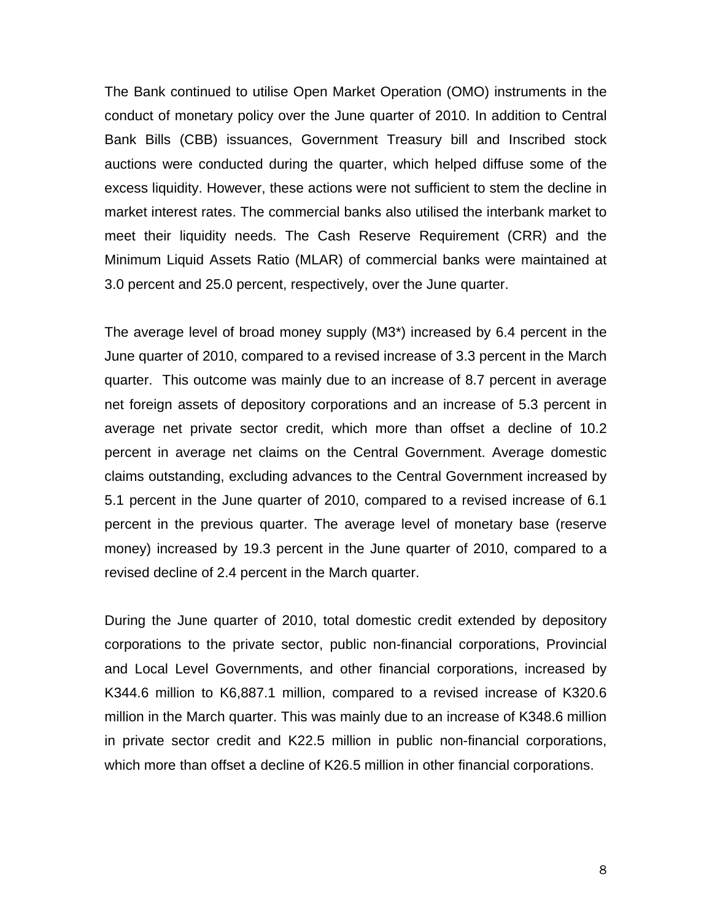The Bank continued to utilise Open Market Operation (OMO) instruments in the conduct of monetary policy over the June quarter of 2010. In addition to Central Bank Bills (CBB) issuances, Government Treasury bill and Inscribed stock auctions were conducted during the quarter, which helped diffuse some of the excess liquidity. However, these actions were not sufficient to stem the decline in market interest rates. The commercial banks also utilised the interbank market to meet their liquidity needs. The Cash Reserve Requirement (CRR) and the Minimum Liquid Assets Ratio (MLAR) of commercial banks were maintained at 3.0 percent and 25.0 percent, respectively, over the June quarter.

The average level of broad money supply (M3*) increased by 6.4 percent in the June quarter of 2010, compared to a revised increase of 3.3 percent in the March quarter. This outcome was mainly due to an increase of 8.7 percent in average net foreign assets of depository corporations and an increase of 5.3 percent in average net private sector credit, which more than offset a decline of 10.2 percent in average net claims on the Central Government. Average domestic claims outstanding, excluding advances to the Central Government increased by 5.1 percent in the June quarter of 2010, compared to a revised increase of 6.1 percent in the previous quarter. The average level of monetary base (reserve money) increased by 19.3 percent in the June quarter of 2010, compared to a revised decline of 2.4 percent in the March quarter.

During the June quarter of 2010, total domestic credit extended by depository corporations to the private sector, public non-financial corporations, Provincial and Local Level Governments, and other financial corporations, increased by K344.6 million to K6,887.1 million, compared to a revised increase of K320.6 million in the March quarter. This was mainly due to an increase of K348.6 million in private sector credit and K22.5 million in public non-financial corporations, which more than offset a decline of K26.5 million in other financial corporations.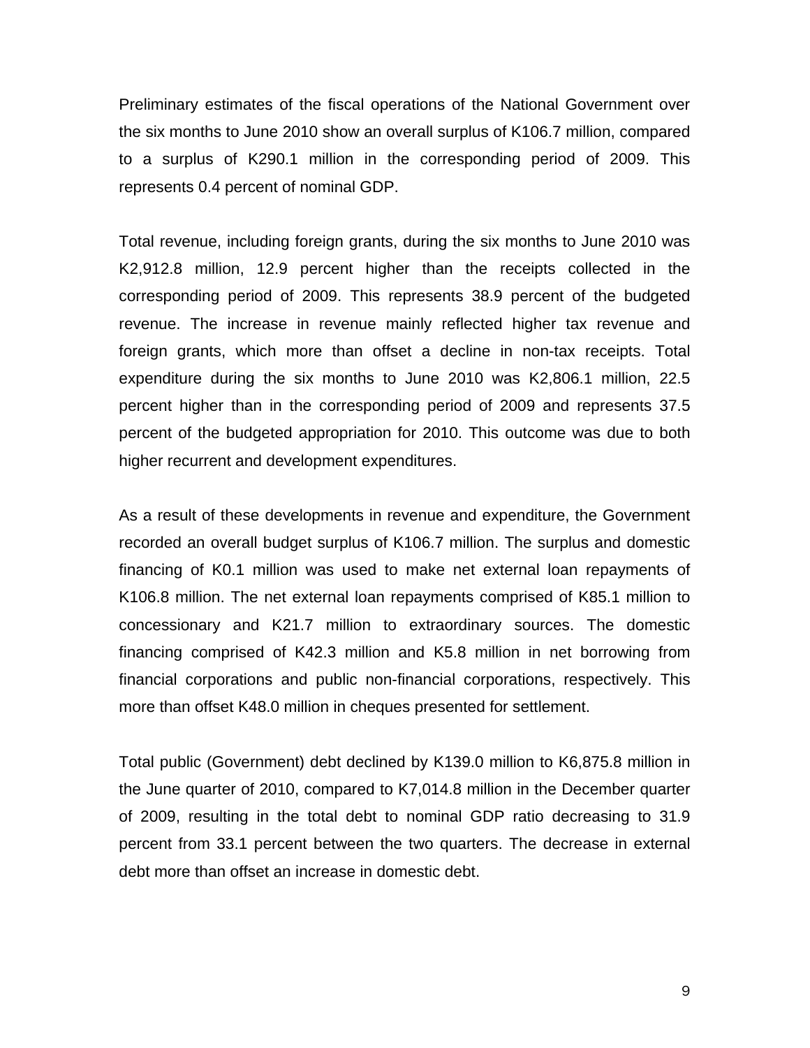Preliminary estimates of the fiscal operations of the National Government over the six months to June 2010 show an overall surplus of K106.7 million, compared to a surplus of K290.1 million in the corresponding period of 2009. This represents 0.4 percent of nominal GDP.

Total revenue, including foreign grants, during the six months to June 2010 was K2,912.8 million, 12.9 percent higher than the receipts collected in the corresponding period of 2009. This represents 38.9 percent of the budgeted revenue. The increase in revenue mainly reflected higher tax revenue and foreign grants, which more than offset a decline in non-tax receipts. Total expenditure during the six months to June 2010 was K2,806.1 million, 22.5 percent higher than in the corresponding period of 2009 and represents 37.5 percent of the budgeted appropriation for 2010. This outcome was due to both higher recurrent and development expenditures.

As a result of these developments in revenue and expenditure, the Government recorded an overall budget surplus of K106.7 million. The surplus and domestic financing of K0.1 million was used to make net external loan repayments of K106.8 million. The net external loan repayments comprised of K85.1 million to concessionary and K21.7 million to extraordinary sources. The domestic financing comprised of K42.3 million and K5.8 million in net borrowing from financial corporations and public non-financial corporations, respectively. This more than offset K48.0 million in cheques presented for settlement.

Total public (Government) debt declined by K139.0 million to K6,875.8 million in the June quarter of 2010, compared to K7,014.8 million in the December quarter of 2009, resulting in the total debt to nominal GDP ratio decreasing to 31.9 percent from 33.1 percent between the two quarters. The decrease in external debt more than offset an increase in domestic debt.